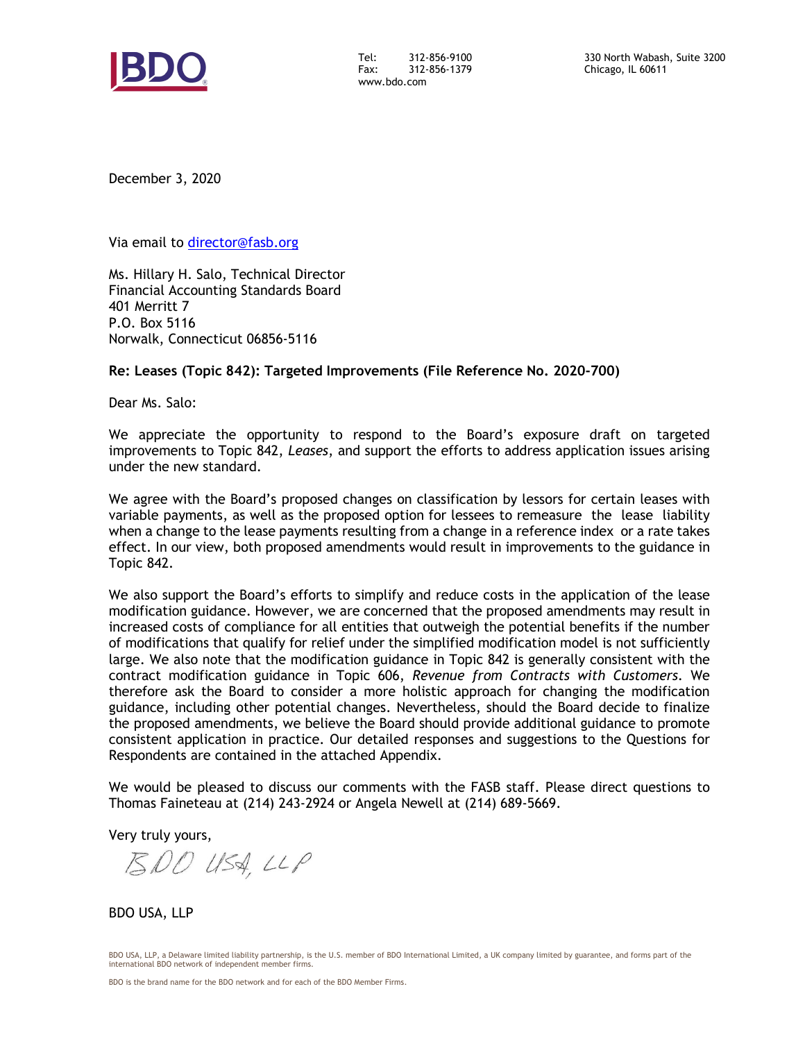Tel: 312-856-9100
Fax: 312-856-1379
www.bdo.com

330 North Wabash, Suite 3200
Chicago, IL 60611

December 3, 2020

Via email to director@fasb.org

Ms. Hillary H. Salo, Technical Director
Financial Accounting Standards Board
401 Merritt 7
P.O. Box 5116
Norwalk, Connecticut 06856-5116

**Re: Leases (Topic 842): Targeted Improvements (File Reference No. 2020-700)**

Dear Ms. Salo:

We appreciate the opportunity to respond to the Board's exposure draft on targeted improvements to Topic 842, *Leases*, and support the efforts to address application issues arising under the new standard.

We agree with the Board's proposed changes on classification by lessors for certain leases with variable payments, as well as the proposed option for lessees to remeasure the lease liability when a change to the lease payments resulting from a change in a reference index or a rate takes effect. In our view, both proposed amendments would result in improvements to the guidance in Topic 842.

We also support the Board's efforts to simplify and reduce costs in the application of the lease modification guidance. However, we are concerned that the proposed amendments may result in increased costs of compliance for all entities that outweigh the potential benefits if the number of modifications that qualify for relief under the simplified modification model is not sufficiently large. We also note that the modification guidance in Topic 842 is generally consistent with the contract modification guidance in Topic 606, *Revenue from Contracts with Customers*. We therefore ask the Board to consider a more holistic approach for changing the modification guidance, including other potential changes. Nevertheless, should the Board decide to finalize the proposed amendments, we believe the Board should provide additional guidance to promote consistent application in practice. Our detailed responses and suggestions to the Questions for Respondents are contained in the attached Appendix.

We would be pleased to discuss our comments with the FASB staff. Please direct questions to Thomas Faineteau at (214) 243-2924 or Angela Newell at (214) 689-5669.

Very truly yours,

BDO USA, LLP

BDO USA, LLP

BDO USA, LLP, a Delaware limited liability partnership, is the U.S. member of BDO International Limited, a UK company limited by guarantee, and forms part of the international BDO network of independent member firms.

BDO is the brand name for the BDO network and for each of the BDO Member Firms.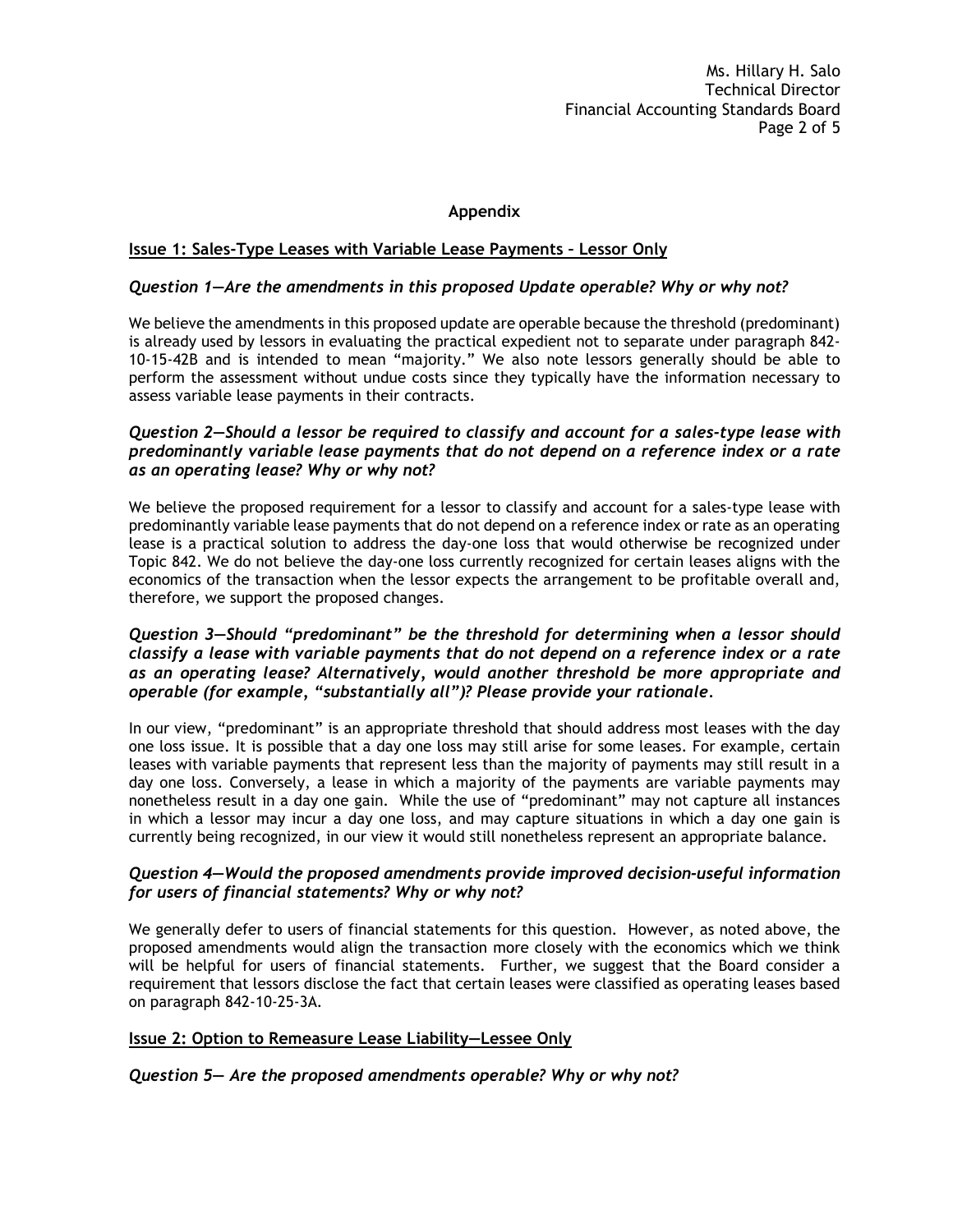## Appendix

### Issue 1: Sales-Type Leases with Variable Lease Payments – Lessor Only

***Question 1—Are the amendments in this proposed Update operable? Why or why not?***

We believe the amendments in this proposed update are operable because the threshold (predominant) is already used by lessors in evaluating the practical expedient not to separate under paragraph 842-10-15-42B and is intended to mean "majority." We also note lessors generally should be able to perform the assessment without undue costs since they typically have the information necessary to assess variable lease payments in their contracts.

***Question 2—Should a lessor be required to classify and account for a sales-type lease with predominantly variable lease payments that do not depend on a reference index or a rate as an operating lease? Why or why not?***

We believe the proposed requirement for a lessor to classify and account for a sales-type lease with predominantly variable lease payments that do not depend on a reference index or rate as an operating lease is a practical solution to address the day-one loss that would otherwise be recognized under Topic 842. We do not believe the day-one loss currently recognized for certain leases aligns with the economics of the transaction when the lessor expects the arrangement to be profitable overall and, therefore, we support the proposed changes.

***Question 3—Should "predominant" be the threshold for determining when a lessor should classify a lease with variable payments that do not depend on a reference index or a rate as an operating lease? Alternatively, would another threshold be more appropriate and operable (for example, "substantially all")? Please provide your rationale.***

In our view, "predominant" is an appropriate threshold that should address most leases with the day one loss issue. It is possible that a day one loss may still arise for some leases. For example, certain leases with variable payments that represent less than the majority of payments may still result in a day one loss. Conversely, a lease in which a majority of the payments are variable payments may nonetheless result in a day one gain. While the use of "predominant" may not capture all instances in which a lessor may incur a day one loss, and may capture situations in which a day one gain is currently being recognized, in our view it would still nonetheless represent an appropriate balance.

***Question 4—Would the proposed amendments provide improved decision-useful information for users of financial statements? Why or why not?***

We generally defer to users of financial statements for this question. However, as noted above, the proposed amendments would align the transaction more closely with the economics which we think will be helpful for users of financial statements. Further, we suggest that the Board consider a requirement that lessors disclose the fact that certain leases were classified as operating leases based on paragraph 842-10-25-3A.

### Issue 2: Option to Remeasure Lease Liability—Lessee Only

***Question 5— Are the proposed amendments operable? Why or why not?***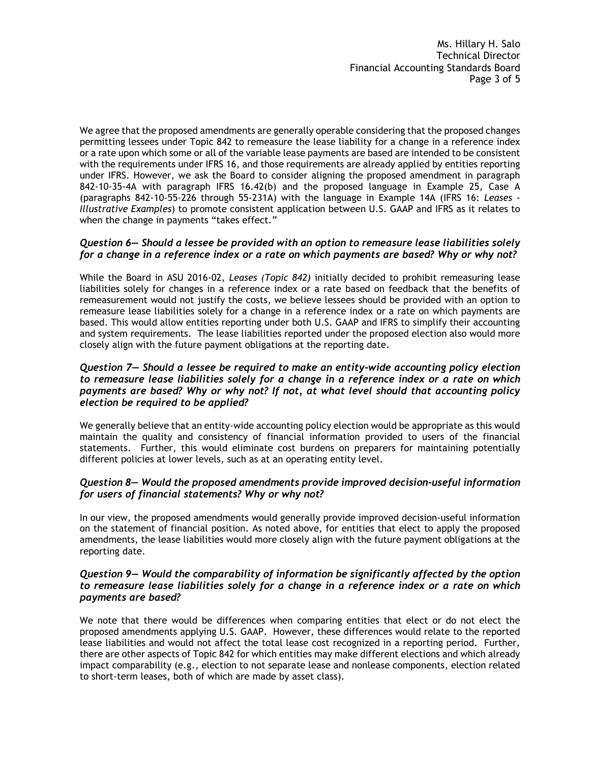We agree that the proposed amendments are generally operable considering that the proposed changes permitting lessees under Topic 842 to remeasure the lease liability for a change in a reference index or a rate upon which some or all of the variable lease payments are based are intended to be consistent with the requirements under IFRS 16, and those requirements are already applied by entities reporting under IFRS. However, we ask the Board to consider aligning the proposed amendment in paragraph 842-10-35-4A with paragraph IFRS 16.42(b) and the proposed language in Example 25, Case A (paragraphs 842-10-55-226 through 55-231A) with the language in Example 14A (IFRS 16: *Leases - Illustrative Examples*) to promote consistent application between U.S. GAAP and IFRS as it relates to when the change in payments "takes effect."

### *Question 6— Should a lessee be provided with an option to remeasure lease liabilities solely for a change in a reference index or a rate on which payments are based? Why or why not?*

While the Board in ASU 2016-02, *Leases (Topic 842)* initially decided to prohibit remeasuring lease liabilities solely for changes in a reference index or a rate based on feedback that the benefits of remeasurement would not justify the costs, we believe lessees should be provided with an option to remeasure lease liabilities solely for a change in a reference index or a rate on which payments are based. This would allow entities reporting under both U.S. GAAP and IFRS to simplify their accounting and system requirements. The lease liabilities reported under the proposed election also would more closely align with the future payment obligations at the reporting date.

### *Question 7— Should a lessee be required to make an entity-wide accounting policy election to remeasure lease liabilities solely for a change in a reference index or a rate on which payments are based? Why or why not? If not, at what level should that accounting policy election be required to be applied?*

We generally believe that an entity-wide accounting policy election would be appropriate as this would maintain the quality and consistency of financial information provided to users of the financial statements. Further, this would eliminate cost burdens on preparers for maintaining potentially different policies at lower levels, such as at an operating entity level.

### *Question 8— Would the proposed amendments provide improved decision-useful information for users of financial statements? Why or why not?*

In our view, the proposed amendments would generally provide improved decision-useful information on the statement of financial position. As noted above, for entities that elect to apply the proposed amendments, the lease liabilities would more closely align with the future payment obligations at the reporting date.

### *Question 9— Would the comparability of information be significantly affected by the option to remeasure lease liabilities solely for a change in a reference index or a rate on which payments are based?*

We note that there would be differences when comparing entities that elect or do not elect the proposed amendments applying U.S. GAAP. However, these differences would relate to the reported lease liabilities and would not affect the total lease cost recognized in a reporting period. Further, there are other aspects of Topic 842 for which entities may make different elections and which already impact comparability (e.g., election to not separate lease and nonlease components, election related to short-term leases, both of which are made by asset class).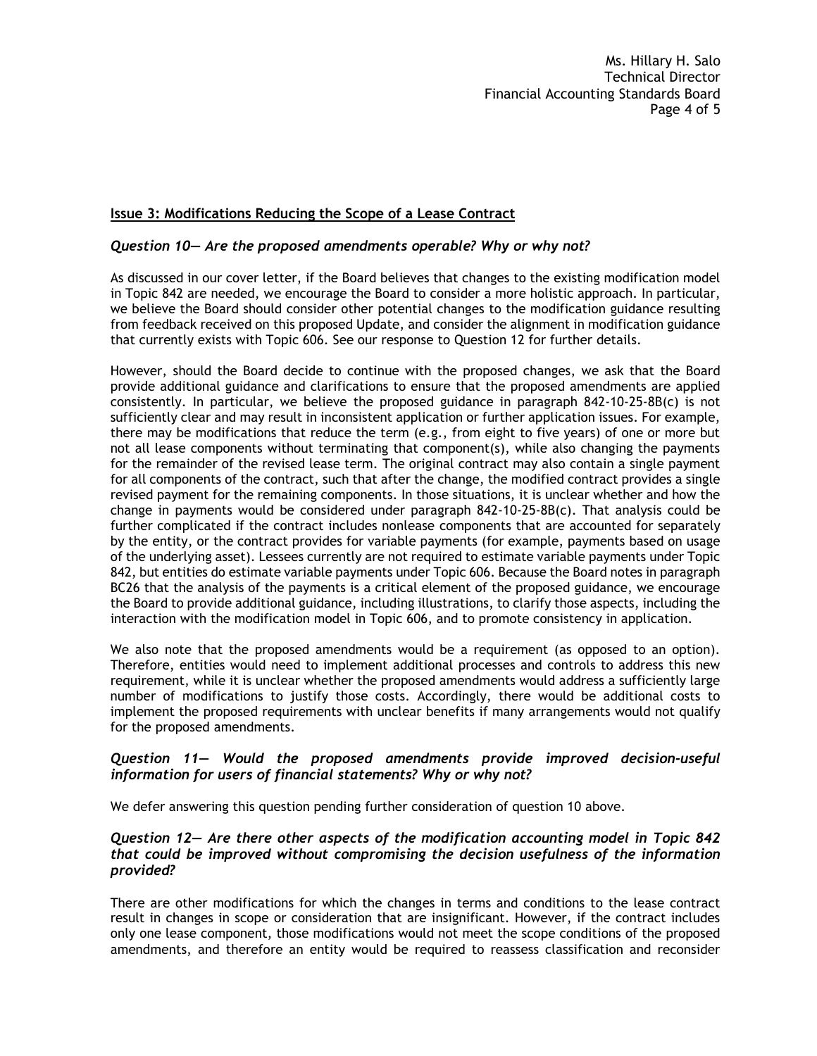## Issue 3: Modifications Reducing the Scope of a Lease Contract

### *Question 10— Are the proposed amendments operable? Why or why not?*

As discussed in our cover letter, if the Board believes that changes to the existing modification model in Topic 842 are needed, we encourage the Board to consider a more holistic approach. In particular, we believe the Board should consider other potential changes to the modification guidance resulting from feedback received on this proposed Update, and consider the alignment in modification guidance that currently exists with Topic 606. See our response to Question 12 for further details.

However, should the Board decide to continue with the proposed changes, we ask that the Board provide additional guidance and clarifications to ensure that the proposed amendments are applied consistently. In particular, we believe the proposed guidance in paragraph 842-10-25-8B(c) is not sufficiently clear and may result in inconsistent application or further application issues. For example, there may be modifications that reduce the term (e.g., from eight to five years) of one or more but not all lease components without terminating that component(s), while also changing the payments for the remainder of the revised lease term. The original contract may also contain a single payment for all components of the contract, such that after the change, the modified contract provides a single revised payment for the remaining components. In those situations, it is unclear whether and how the change in payments would be considered under paragraph 842-10-25-8B(c). That analysis could be further complicated if the contract includes nonlease components that are accounted for separately by the entity, or the contract provides for variable payments (for example, payments based on usage of the underlying asset). Lessees currently are not required to estimate variable payments under Topic 842, but entities do estimate variable payments under Topic 606. Because the Board notes in paragraph BC26 that the analysis of the payments is a critical element of the proposed guidance, we encourage the Board to provide additional guidance, including illustrations, to clarify those aspects, including the interaction with the modification model in Topic 606, and to promote consistency in application.

We also note that the proposed amendments would be a requirement (as opposed to an option). Therefore, entities would need to implement additional processes and controls to address this new requirement, while it is unclear whether the proposed amendments would address a sufficiently large number of modifications to justify those costs. Accordingly, there would be additional costs to implement the proposed requirements with unclear benefits if many arrangements would not qualify for the proposed amendments.

### *Question 11— Would the proposed amendments provide improved decision-useful information for users of financial statements? Why or why not?*

We defer answering this question pending further consideration of question 10 above.

### *Question 12— Are there other aspects of the modification accounting model in Topic 842 that could be improved without compromising the decision usefulness of the information provided?*

There are other modifications for which the changes in terms and conditions to the lease contract result in changes in scope or consideration that are insignificant. However, if the contract includes only one lease component, those modifications would not meet the scope conditions of the proposed amendments, and therefore an entity would be required to reassess classification and reconsider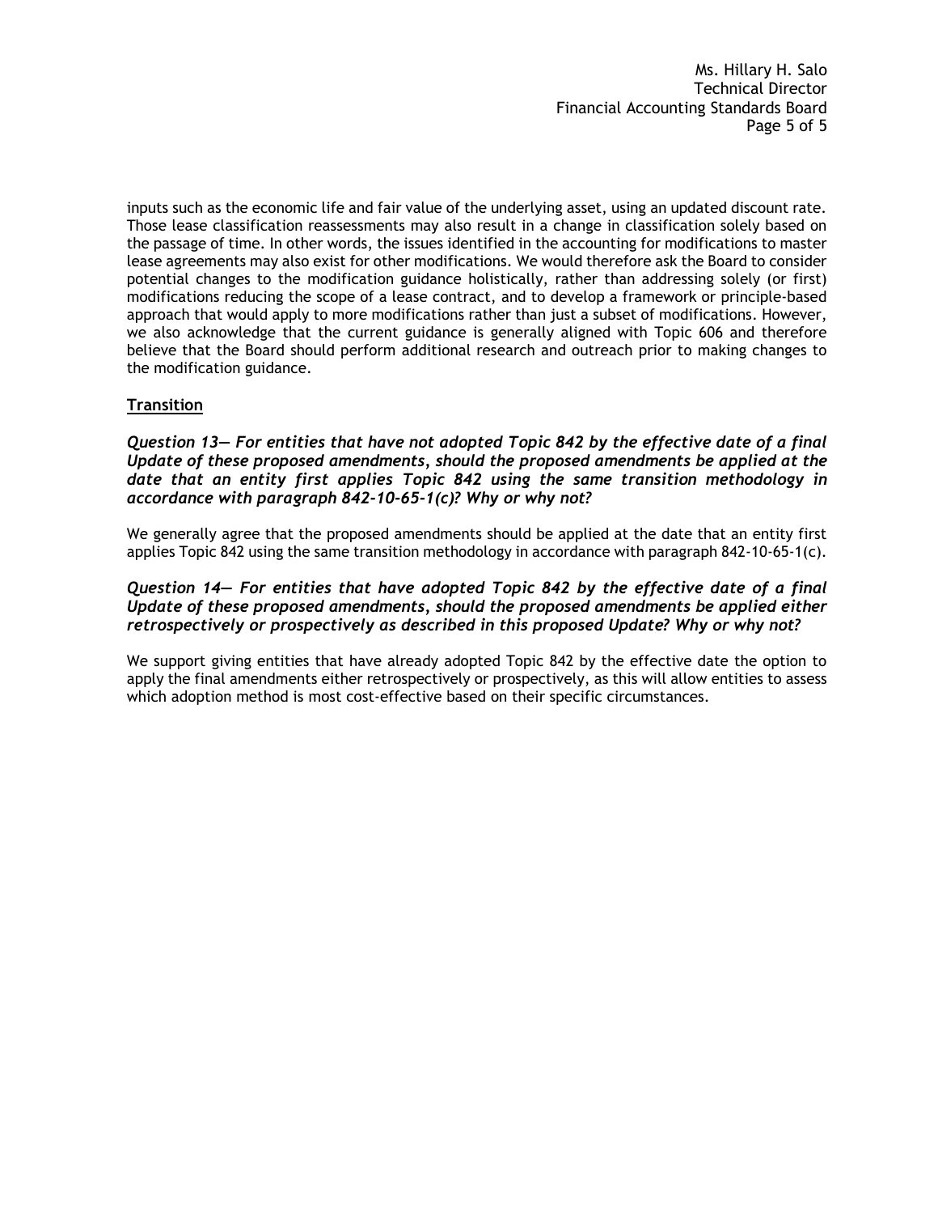inputs such as the economic life and fair value of the underlying asset, using an updated discount rate. Those lease classification reassessments may also result in a change in classification solely based on the passage of time. In other words, the issues identified in the accounting for modifications to master lease agreements may also exist for other modifications. We would therefore ask the Board to consider potential changes to the modification guidance holistically, rather than addressing solely (or first) modifications reducing the scope of a lease contract, and to develop a framework or principle-based approach that would apply to more modifications rather than just a subset of modifications. However, we also acknowledge that the current guidance is generally aligned with Topic 606 and therefore believe that the Board should perform additional research and outreach prior to making changes to the modification guidance.

## Transition

***Question 13— For entities that have not adopted Topic 842 by the effective date of a final Update of these proposed amendments, should the proposed amendments be applied at the date that an entity first applies Topic 842 using the same transition methodology in accordance with paragraph 842-10-65-1(c)? Why or why not?***

We generally agree that the proposed amendments should be applied at the date that an entity first applies Topic 842 using the same transition methodology in accordance with paragraph 842-10-65-1(c).

***Question 14— For entities that have adopted Topic 842 by the effective date of a final Update of these proposed amendments, should the proposed amendments be applied either retrospectively or prospectively as described in this proposed Update? Why or why not?***

We support giving entities that have already adopted Topic 842 by the effective date the option to apply the final amendments either retrospectively or prospectively, as this will allow entities to assess which adoption method is most cost-effective based on their specific circumstances.